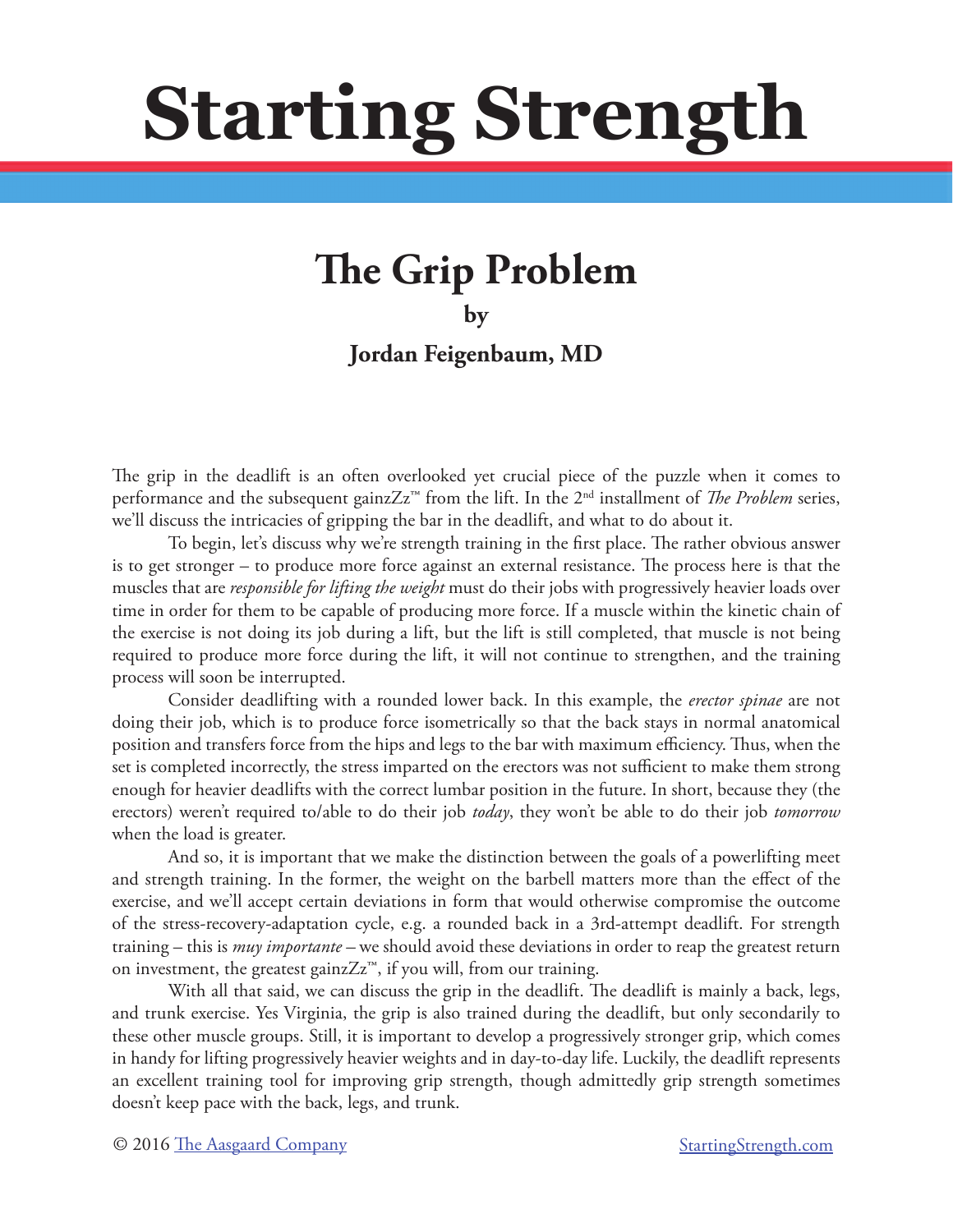# Starting Strength

## The Grip Problem

**by**

**Jordan Feigenbaum, MD**

The grip in the deadlift is an often overlooked yet crucial piece of the puzzle when it comes to performance and the subsequent gainzZz™ from the lift. In the 2nd installment of *The Problem* series, we'll discuss the intricacies of gripping the bar in the deadlift, and what to do about it.

To begin, let's discuss why we're strength training in the first place. The rather obvious answer is to get stronger – to produce more force against an external resistance. The process here is that the muscles that are *responsible for lifting the weight* must do their jobs with progressively heavier loads over time in order for them to be capable of producing more force. If a muscle within the kinetic chain of the exercise is not doing its job during a lift, but the lift is still completed, that muscle is not being required to produce more force during the lift, it will not continue to strengthen, and the training process will soon be interrupted.

Consider deadlifting with a rounded lower back. In this example, the *erector spinae* are not doing their job, which is to produce force isometrically so that the back stays in normal anatomical position and transfers force from the hips and legs to the bar with maximum efficiency. Thus, when the set is completed incorrectly, the stress imparted on the erectors was not sufficient to make them strong enough for heavier deadlifts with the correct lumbar position in the future. In short, because they (the erectors) weren't required to/able to do their job *today*, they won't be able to do their job *tomorrow* when the load is greater.

And so, it is important that we make the distinction between the goals of a powerlifting meet and strength training. In the former, the weight on the barbell matters more than the effect of the exercise, and we'll accept certain deviations in form that would otherwise compromise the outcome of the stress-recovery-adaptation cycle, e.g. a rounded back in a 3rd-attempt deadlift. For strength training – this is *muy importante* – we should avoid these deviations in order to reap the greatest return on investment, the greatest gainzZz™, if you will, from our training.

With all that said, we can discuss the grip in the deadlift. The deadlift is mainly a back, legs, and trunk exercise. Yes Virginia, the grip is also trained during the deadlift, but only secondarily to these other muscle groups. Still, it is important to develop a progressively stronger grip, which comes in handy for lifting progressively heavier weights and in day-to-day life. Luckily, the deadlift represents an excellent training tool for improving grip strength, though admittedly grip strength sometimes doesn't keep pace with the back, legs, and trunk.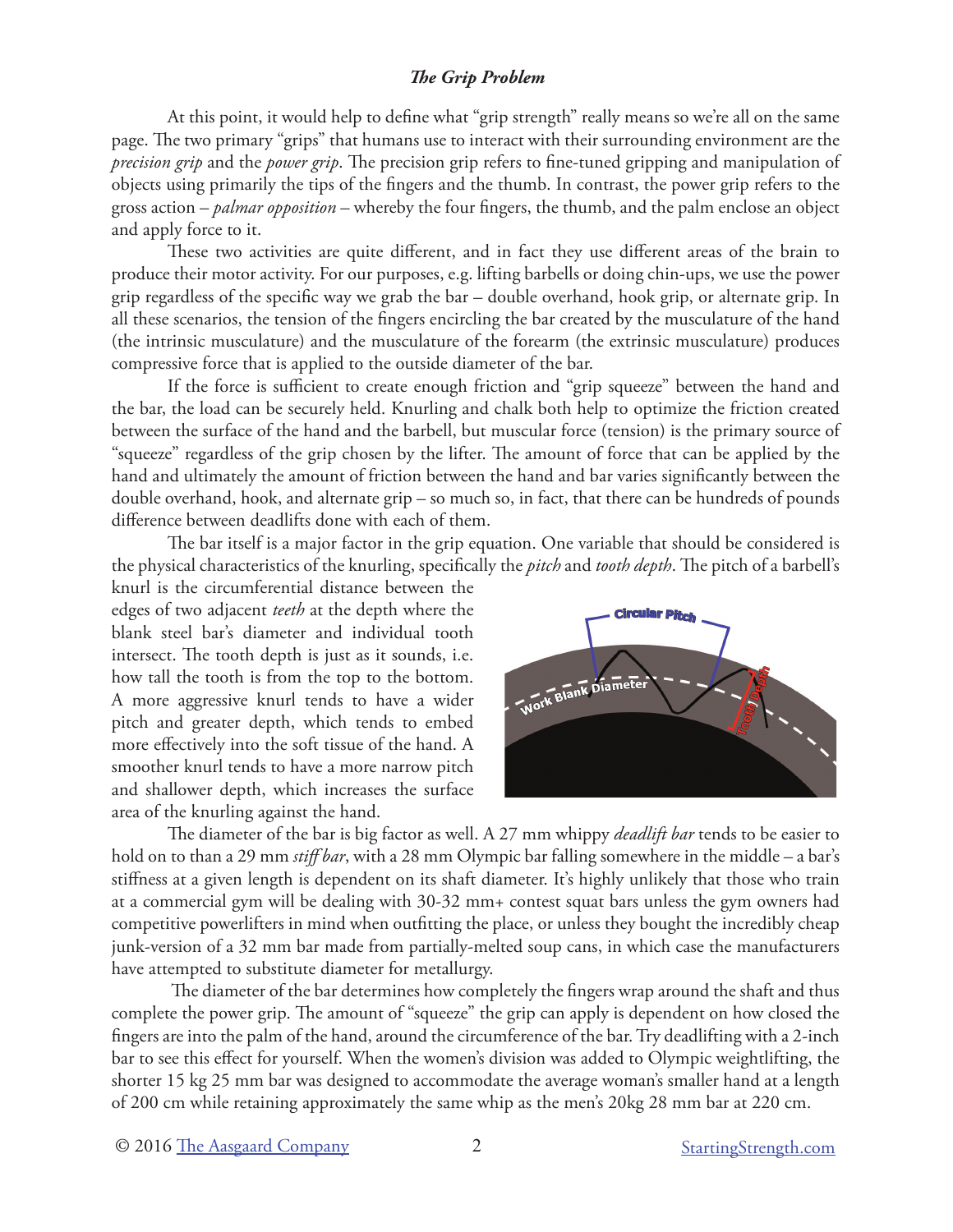## *The Grip Problem*

At this point, it would help to define what "grip strength" really means so we're all on the same page. The two primary "grips" that humans use to interact with their surrounding environment are the *precision grip* and the *power grip*. The precision grip refers to fine-tuned gripping and manipulation of objects using primarily the tips of the fingers and the thumb. In contrast, the power grip refers to the gross action – *palmar opposition* – whereby the four fingers, the thumb, and the palm enclose an object and apply force to it.

These two activities are quite different, and in fact they use different areas of the brain to produce their motor activity. For our purposes, e.g. lifting barbells or doing chin-ups, we use the power grip regardless of the specific way we grab the bar – double overhand, hook grip, or alternate grip. In all these scenarios, the tension of the fingers encircling the bar created by the musculature of the hand (the intrinsic musculature) and the musculature of the forearm (the extrinsic musculature) produces compressive force that is applied to the outside diameter of the bar.

If the force is sufficient to create enough friction and "grip squeeze" between the hand and the bar, the load can be securely held. Knurling and chalk both help to optimize the friction created between the surface of the hand and the barbell, but muscular force (tension) is the primary source of "squeeze" regardless of the grip chosen by the lifter. The amount of force that can be applied by the hand and ultimately the amount of friction between the hand and bar varies significantly between the double overhand, hook, and alternate grip – so much so, in fact, that there can be hundreds of pounds difference between deadlifts done with each of them.

The bar itself is a major factor in the grip equation. One variable that should be considered is the physical characteristics of the knurling, specifically the *pitch* and *tooth depth*. The pitch of a barbell's knurl is the circumferential distance between the edges of two adjacent *teeth* at the depth where the blank steel bar's diameter and individual tooth intersect. The tooth depth is just as it sounds, i.e. how tall the tooth is from the top to the bottom. A more aggressive knurl tends to have a wider pitch and greater depth, which tends to embed more effectively into the soft tissue of the hand. A smoother knurl tends to have a more narrow pitch and shallower depth, which increases the surface area of the knurling against the hand.

The diameter of the bar is big factor as well. A 27 mm whippy *deadlift bar* tends to be easier to hold on to than a 29 mm *stiff bar*, with a 28 mm Olympic bar falling somewhere in the middle – a bar's stiffness at a given length is dependent on its shaft diameter. It's highly unlikely that those who train at a commercial gym will be dealing with 30-32 mm+ contest squat bars unless the gym owners had competitive powerlifters in mind when outfitting the place, or unless they bought the incredibly cheap junk-version of a 32 mm bar made from partially-melted soup cans, in which case the manufacturers have attempted to substitute diameter for metallurgy.

The diameter of the bar determines how completely the fingers wrap around the shaft and thus complete the power grip. The amount of "squeeze" the grip can apply is dependent on how closed the fingers are into the palm of the hand, around the circumference of the bar. Try deadlifting with a 2-inch bar to see this effect for yourself. When the women's division was added to Olympic weightlifting, the shorter 15 kg 25 mm bar was designed to accommodate the average woman's smaller hand at a length of 200 cm while retaining approximately the same whip as the men's 20kg 28 mm bar at 220 cm.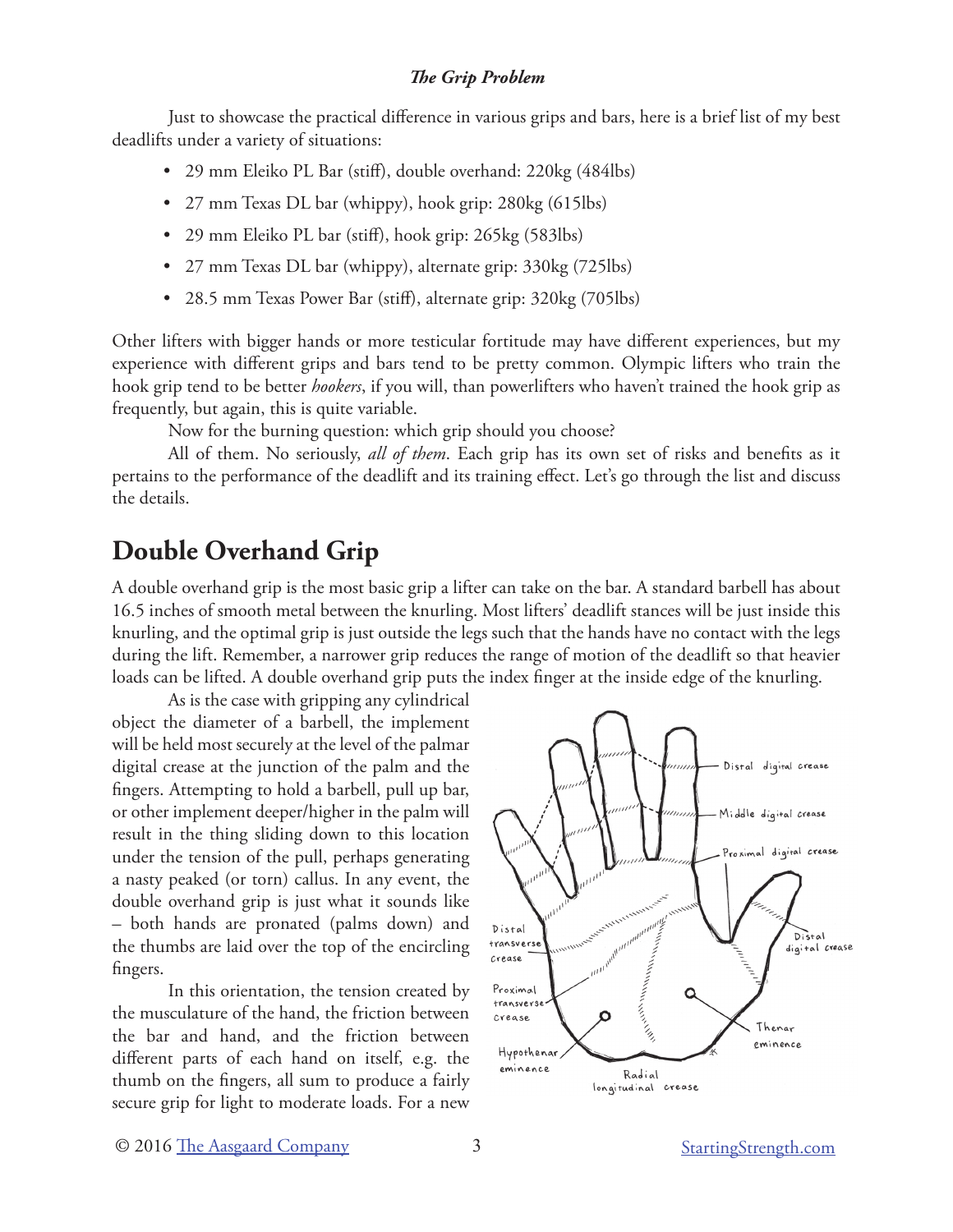Just to showcase the practical difference in various grips and bars, here is a brief list of my best deadlifts under a variety of situations:

- 29 mm Eleiko PL Bar (stiff), double overhand: 220kg (484lbs)
- 27 mm Texas DL bar (whippy), hook grip: 280kg (615lbs)
- 29 mm Eleiko PL bar (stiff), hook grip: 265kg (583lbs)
- 27 mm Texas DL bar (whippy), alternate grip: 330kg (725lbs)
- 28.5 mm Texas Power Bar (stiff), alternate grip: 320kg (705lbs)

Other lifters with bigger hands or more testicular fortitude may have different experiences, but my experience with different grips and bars tend to be pretty common. Olympic lifters who train the hook grip tend to be better *hookers*, if you will, than powerlifters who haven't trained the hook grip as frequently, but again, this is quite variable.

Now for the burning question: which grip should you choose?

All of them. No seriously, *all of them*. Each grip has its own set of risks and benefits as it pertains to the performance of the deadlift and its training effect. Let's go through the list and discuss the details.

## Double Overhand Grip

A double overhand grip is the most basic grip a lifter can take on the bar. A standard barbell has about 16.5 inches of smooth metal between the knurling. Most lifters' deadlift stances will be just inside this knurling, and the optimal grip is just outside the legs such that the hands have no contact with the legs during the lift. Remember, a narrower grip reduces the range of motion of the deadlift so that heavier loads can be lifted. A double overhand grip puts the index finger at the inside edge of the knurling.

As is the case with gripping any cylindrical object the diameter of a barbell, the implement will be held most securely at the level of the palmar digital crease at the junction of the palm and the fingers. Attempting to hold a barbell, pull up bar, or other implement deeper/higher in the palm will result in the thing sliding down to this location under the tension of the pull, perhaps generating a nasty peaked (or torn) callus. In any event, the double overhand grip is just what it sounds like – both hands are pronated (palms down) and the thumbs are laid over the top of the encircling fingers.

In this orientation, the tension created by the musculature of the hand, the friction between the bar and hand, and the friction between different parts of each hand on itself, e.g. the thumb on the fingers, all sum to produce a fairly secure grip for light to moderate loads. For a new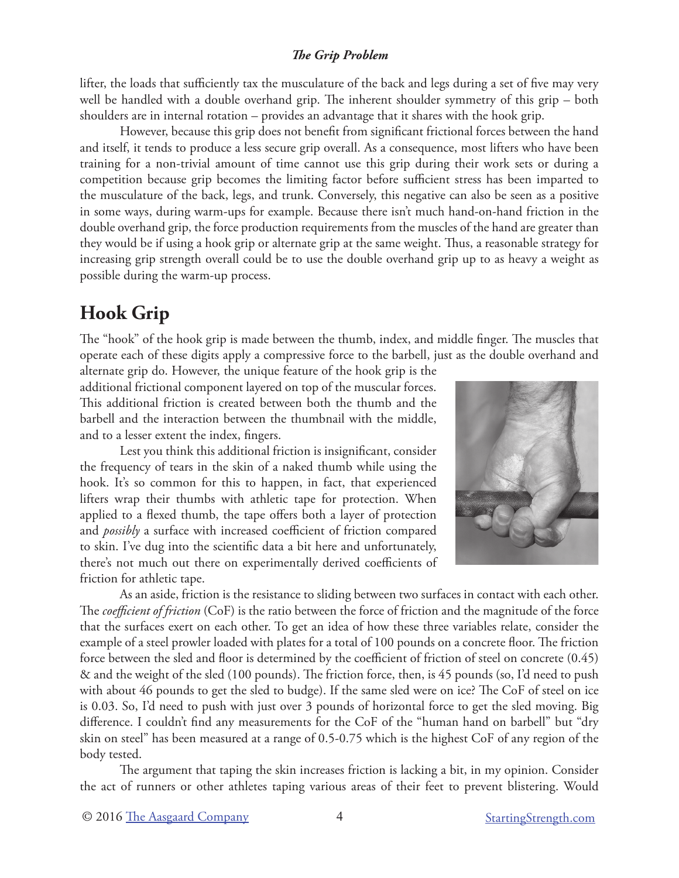lifter, the loads that sufficiently tax the musculature of the back and legs during a set of five may very well be handled with a double overhand grip. The inherent shoulder symmetry of this grip – both shoulders are in internal rotation – provides an advantage that it shares with the hook grip.

However, because this grip does not benefit from significant frictional forces between the hand and itself, it tends to produce a less secure grip overall. As a consequence, most lifters who have been training for a non-trivial amount of time cannot use this grip during their work sets or during a competition because grip becomes the limiting factor before sufficient stress has been imparted to the musculature of the back, legs, and trunk. Conversely, this negative can also be seen as a positive in some ways, during warm-ups for example. Because there isn't much hand-on-hand friction in the double overhand grip, the force production requirements from the muscles of the hand are greater than they would be if using a hook grip or alternate grip at the same weight. Thus, a reasonable strategy for increasing grip strength overall could be to use the double overhand grip up to as heavy a weight as possible during the warm-up process.

## Hook Grip

The "hook" of the hook grip is made between the thumb, index, and middle finger. The muscles that operate each of these digits apply a compressive force to the barbell, just as the double overhand and alternate grip do. However, the unique feature of the hook grip is the additional frictional component layered on top of the muscular forces. This additional friction is created between both the thumb and the barbell and the interaction between the thumbnail with the middle, and to a lesser extent the index, fingers.

Lest you think this additional friction is insignificant, consider the frequency of tears in the skin of a naked thumb while using the hook. It's so common for this to happen, in fact, that experienced lifters wrap their thumbs with athletic tape for protection. When applied to a flexed thumb, the tape offers both a layer of protection and *possibly* a surface with increased coefficient of friction compared to skin. I've dug into the scientific data a bit here and unfortunately, there's not much out there on experimentally derived coefficients of friction for athletic tape.

As an aside, friction is the resistance to sliding between two surfaces in contact with each other. The *coefficient of friction* (CoF) is the ratio between the force of friction and the magnitude of the force that the surfaces exert on each other. To get an idea of how these three variables relate, consider the example of a steel prowler loaded with plates for a total of 100 pounds on a concrete floor. The friction force between the sled and floor is determined by the coefficient of friction of steel on concrete (0.45) & and the weight of the sled (100 pounds). The friction force, then, is 45 pounds (so, I'd need to push with about 46 pounds to get the sled to budge). If the same sled were on ice? The CoF of steel on ice is 0.03. So, I'd need to push with just over 3 pounds of horizontal force to get the sled moving. Big difference. I couldn't find any measurements for the CoF of the "human hand on barbell" but "dry skin on steel" has been measured at a range of 0.5-0.75 which is the highest CoF of any region of the body tested.

The argument that taping the skin increases friction is lacking a bit, in my opinion. Consider the act of runners or other athletes taping various areas of their feet to prevent blistering. Would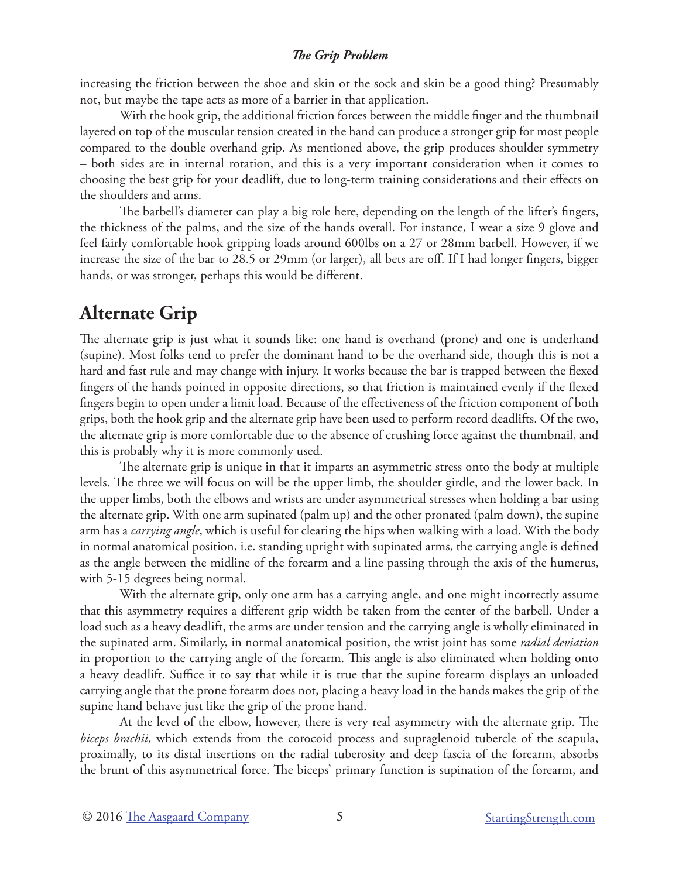increasing the friction between the shoe and skin or the sock and skin be a good thing? Presumably not, but maybe the tape acts as more of a barrier in that application.

With the hook grip, the additional friction forces between the middle finger and the thumbnail layered on top of the muscular tension created in the hand can produce a stronger grip for most people compared to the double overhand grip. As mentioned above, the grip produces shoulder symmetry – both sides are in internal rotation, and this is a very important consideration when it comes to choosing the best grip for your deadlift, due to long-term training considerations and their effects on the shoulders and arms.

The barbell's diameter can play a big role here, depending on the length of the lifter's fingers, the thickness of the palms, and the size of the hands overall. For instance, I wear a size 9 glove and feel fairly comfortable hook gripping loads around 600lbs on a 27 or 28mm barbell. However, if we increase the size of the bar to 28.5 or 29mm (or larger), all bets are off. If I had longer fingers, bigger hands, or was stronger, perhaps this would be different.

## Alternate Grip

The alternate grip is just what it sounds like: one hand is overhand (prone) and one is underhand (supine). Most folks tend to prefer the dominant hand to be the overhand side, though this is not a hard and fast rule and may change with injury. It works because the bar is trapped between the flexed fingers of the hands pointed in opposite directions, so that friction is maintained evenly if the flexed fingers begin to open under a limit load. Because of the effectiveness of the friction component of both grips, both the hook grip and the alternate grip have been used to perform record deadlifts. Of the two, the alternate grip is more comfortable due to the absence of crushing force against the thumbnail, and this is probably why it is more commonly used.

The alternate grip is unique in that it imparts an asymmetric stress onto the body at multiple levels. The three we will focus on will be the upper limb, the shoulder girdle, and the lower back. In the upper limbs, both the elbows and wrists are under asymmetrical stresses when holding a bar using the alternate grip. With one arm supinated (palm up) and the other pronated (palm down), the supine arm has a *carrying angle*, which is useful for clearing the hips when walking with a load. With the body in normal anatomical position, i.e. standing upright with supinated arms, the carrying angle is defined as the angle between the midline of the forearm and a line passing through the axis of the humerus, with 5-15 degrees being normal.

With the alternate grip, only one arm has a carrying angle, and one might incorrectly assume that this asymmetry requires a different grip width be taken from the center of the barbell. Under a load such as a heavy deadlift, the arms are under tension and the carrying angle is wholly eliminated in the supinated arm. Similarly, in normal anatomical position, the wrist joint has some *radial deviation* in proportion to the carrying angle of the forearm. This angle is also eliminated when holding onto a heavy deadlift. Suffice it to say that while it is true that the supine forearm displays an unloaded carrying angle that the prone forearm does not, placing a heavy load in the hands makes the grip of the supine hand behave just like the grip of the prone hand.

At the level of the elbow, however, there is very real asymmetry with the alternate grip. The *biceps brachii*, which extends from the corocoid process and supraglenoid tubercle of the scapula, proximally, to its distal insertions on the radial tuberosity and deep fascia of the forearm, absorbs the brunt of this asymmetrical force. The biceps' primary function is supination of the forearm, and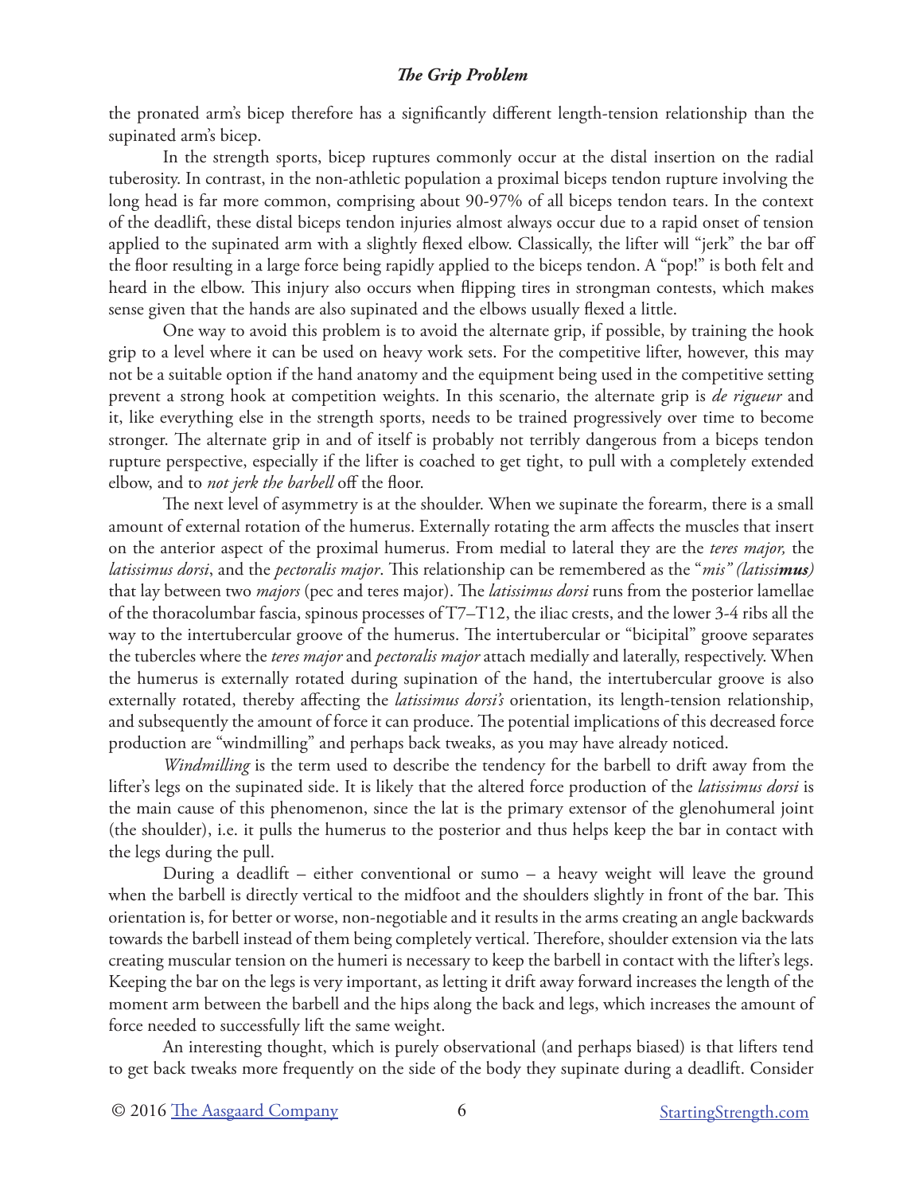the pronated arm's bicep therefore has a significantly different length-tension relationship than the supinated arm's bicep.

In the strength sports, bicep ruptures commonly occur at the distal insertion on the radial tuberosity. In contrast, in the non-athletic population a proximal biceps tendon rupture involving the long head is far more common, comprising about 90-97% of all biceps tendon tears. In the context of the deadlift, these distal biceps tendon injuries almost always occur due to a rapid onset of tension applied to the supinated arm with a slightly flexed elbow. Classically, the lifter will "jerk" the bar off the floor resulting in a large force being rapidly applied to the biceps tendon. A "pop!" is both felt and heard in the elbow. This injury also occurs when flipping tires in strongman contests, which makes sense given that the hands are also supinated and the elbows usually flexed a little.

One way to avoid this problem is to avoid the alternate grip, if possible, by training the hook grip to a level where it can be used on heavy work sets. For the competitive lifter, however, this may not be a suitable option if the hand anatomy and the equipment being used in the competitive setting prevent a strong hook at competition weights. In this scenario, the alternate grip is *de rigueur* and it, like everything else in the strength sports, needs to be trained progressively over time to become stronger. The alternate grip in and of itself is probably not terribly dangerous from a biceps tendon rupture perspective, especially if the lifter is coached to get tight, to pull with a completely extended elbow, and to *not jerk the barbell* off the floor.

The next level of asymmetry is at the shoulder. When we supinate the forearm, there is a small amount of external rotation of the humerus. Externally rotating the arm affects the muscles that insert on the anterior aspect of the proximal humerus. From medial to lateral they are the *teres major,* the *latissimus dorsi*, and the *pectoralis major*. This relationship can be remembered as the "*mis" (latissi**mus**)* that lay between two *majors* (pec and teres major). The *latissimus dorsi* runs from the posterior lamellae of the thoracolumbar fascia, spinous processes of T7–T12, the iliac crests, and the lower 3-4 ribs all the way to the intertubercular groove of the humerus. The intertubercular or "bicipital" groove separates the tubercles where the *teres major* and *pectoralis major* attach medially and laterally, respectively. When the humerus is externally rotated during supination of the hand, the intertubercular groove is also externally rotated, thereby affecting the *latissimus dorsi's* orientation, its length-tension relationship, and subsequently the amount of force it can produce. The potential implications of this decreased force production are "windmilling" and perhaps back tweaks, as you may have already noticed.

*Windmilling* is the term used to describe the tendency for the barbell to drift away from the lifter's legs on the supinated side. It is likely that the altered force production of the *latissimus dorsi* is the main cause of this phenomenon, since the lat is the primary extensor of the glenohumeral joint (the shoulder), i.e. it pulls the humerus to the posterior and thus helps keep the bar in contact with the legs during the pull.

During a deadlift – either conventional or sumo – a heavy weight will leave the ground when the barbell is directly vertical to the midfoot and the shoulders slightly in front of the bar. This orientation is, for better or worse, non-negotiable and it results in the arms creating an angle backwards towards the barbell instead of them being completely vertical. Therefore, shoulder extension via the lats creating muscular tension on the humeri is necessary to keep the barbell in contact with the lifter's legs. Keeping the bar on the legs is very important, as letting it drift away forward increases the length of the moment arm between the barbell and the hips along the back and legs, which increases the amount of force needed to successfully lift the same weight.

An interesting thought, which is purely observational (and perhaps biased) is that lifters tend to get back tweaks more frequently on the side of the body they supinate during a deadlift. Consider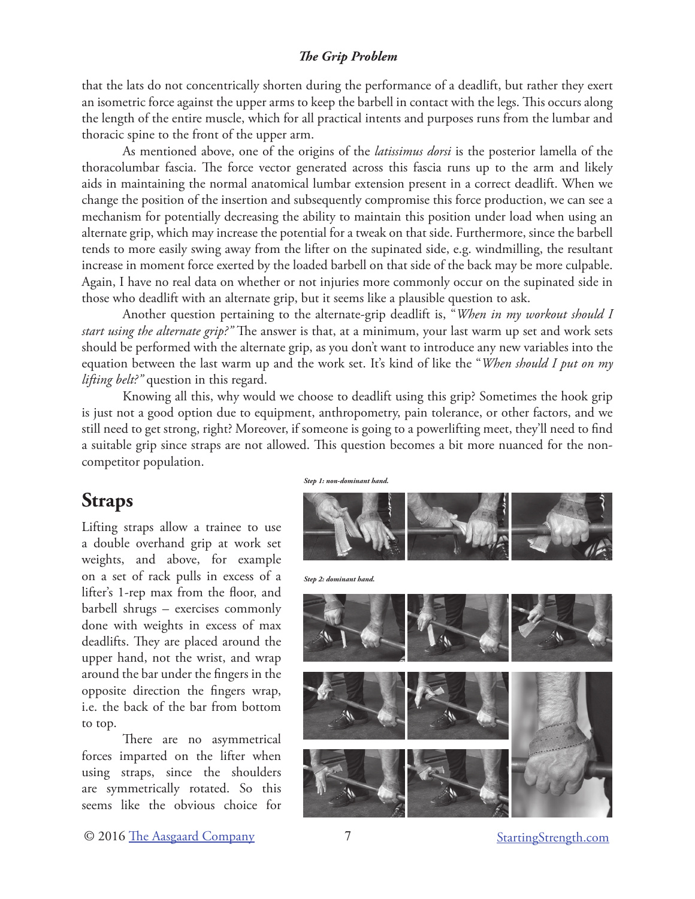that the lats do not concentrically shorten during the performance of a deadlift, but rather they exert an isometric force against the upper arms to keep the barbell in contact with the legs. This occurs along the length of the entire muscle, which for all practical intents and purposes runs from the lumbar and thoracic spine to the front of the upper arm.

As mentioned above, one of the origins of the *latissimus dorsi* is the posterior lamella of the thoracolumbar fascia. The force vector generated across this fascia runs up to the arm and likely aids in maintaining the normal anatomical lumbar extension present in a correct deadlift. When we change the position of the insertion and subsequently compromise this force production, we can see a mechanism for potentially decreasing the ability to maintain this position under load when using an alternate grip, which may increase the potential for a tweak on that side. Furthermore, since the barbell tends to more easily swing away from the lifter on the supinated side, e.g. windmilling, the resultant increase in moment force exerted by the loaded barbell on that side of the back may be more culpable. Again, I have no real data on whether or not injuries more commonly occur on the supinated side in those who deadlift with an alternate grip, but it seems like a plausible question to ask.

Another question pertaining to the alternate-grip deadlift is, "*When in my workout should I start using the alternate grip?"* The answer is that, at a minimum, your last warm up set and work sets should be performed with the alternate grip, as you don't want to introduce any new variables into the equation between the last warm up and the work set. It's kind of like the "*When should I put on my lifting belt?"* question in this regard.

Knowing all this, why would we choose to deadlift using this grip? Sometimes the hook grip is just not a good option due to equipment, anthropometry, pain tolerance, or other factors, and we still need to get strong, right? Moreover, if someone is going to a powerlifting meet, they'll need to find a suitable grip since straps are not allowed. This question becomes a bit more nuanced for the non-competitor population.

## Straps

Lifting straps allow a trainee to use a double overhand grip at work set weights, and above, for example on a set of rack pulls in excess of a lifter's 1-rep max from the floor, and barbell shrugs – exercises commonly done with weights in excess of max deadlifts. They are placed around the upper hand, not the wrist, and wrap around the bar under the fingers in the opposite direction the fingers wrap, i.e. the back of the bar from bottom to top.

There are no asymmetrical forces imparted on the lifter when using straps, since the shoulders are symmetrically rotated. So this seems like the obvious choice for

***Step 1: non-dominant hand.***

***Step 2: dominant hand.***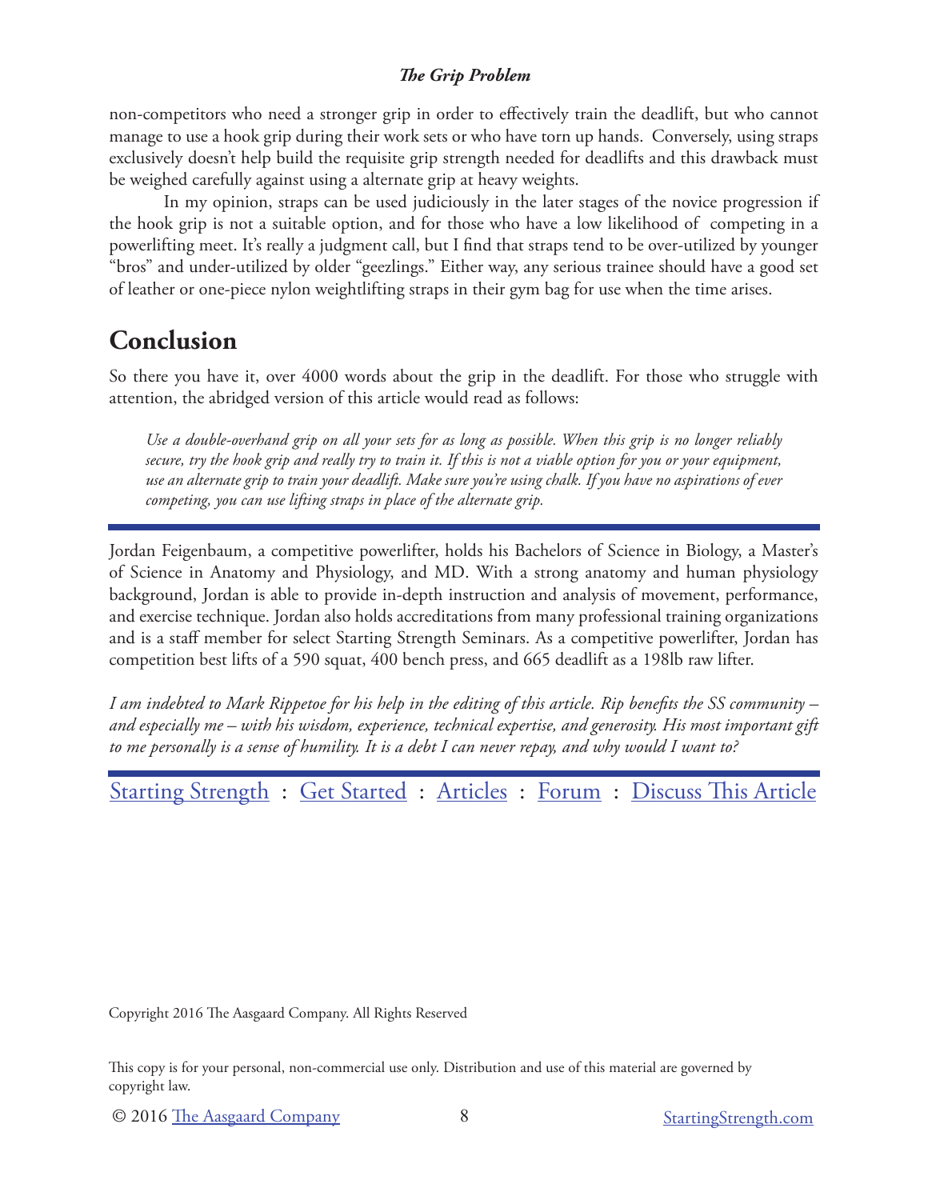non-competitors who need a stronger grip in order to effectively train the deadlift, but who cannot manage to use a hook grip during their work sets or who have torn up hands. Conversely, using straps exclusively doesn't help build the requisite grip strength needed for deadlifts and this drawback must be weighed carefully against using a alternate grip at heavy weights.

In my opinion, straps can be used judiciously in the later stages of the novice progression if the hook grip is not a suitable option, and for those who have a low likelihood of competing in a powerlifting meet. It's really a judgment call, but I find that straps tend to be over-utilized by younger "bros" and under-utilized by older "geezlings." Either way, any serious trainee should have a good set of leather or one-piece nylon weightlifting straps in their gym bag for use when the time arises.

## Conclusion

So there you have it, over 4000 words about the grip in the deadlift. For those who struggle with attention, the abridged version of this article would read as follows:

> *Use a double-overhand grip on all your sets for as long as possible. When this grip is no longer reliably secure, try the hook grip and really try to train it. If this is not a viable option for you or your equipment, use an alternate grip to train your deadlift. Make sure you're using chalk. If you have no aspirations of ever competing, you can use lifting straps in place of the alternate grip.*

---

Jordan Feigenbaum, a competitive powerlifter, holds his Bachelors of Science in Biology, a Master's of Science in Anatomy and Physiology, and MD. With a strong anatomy and human physiology background, Jordan is able to provide in-depth instruction and analysis of movement, performance, and exercise technique. Jordan also holds accreditations from many professional training organizations and is a staff member for select Starting Strength Seminars. As a competitive powerlifter, Jordan has competition best lifts of a 590 squat, 400 bench press, and 665 deadlift as a 198lb raw lifter.

*I am indebted to Mark Rippetoe for his help in the editing of this article. Rip benefits the SS community – and especially me – with his wisdom, experience, technical expertise, and generosity. His most important gift to me personally is a sense of humility. It is a debt I can never repay, and why would I want to?*

---

Starting Strength : Get Started : Articles : Forum : Discuss This Article

Copyright 2016 The Aasgaard Company. All Rights Reserved

This copy is for your personal, non-commercial use only. Distribution and use of this material are governed by copyright law.